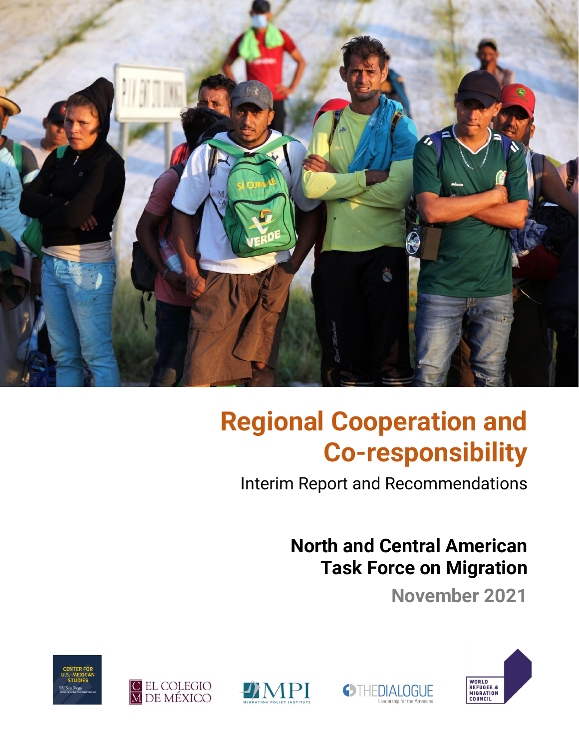# Regional Cooperation and Co-responsibility

Interim Report and Recommendations

## North and Central American Task Force on Migration

**November 2021**

CENTER FOR U.S.-MEXICAN STUDIES
UC San Diego
SCHOOL OF GLOBAL POLICY AND STRATEGY

EL COLEGIO DE MÉXICO

MPI
MIGRATION POLICY INSTITUTE

THE DIALOGUE
Leadership for the Americas

WORLD REFUGEE & MIGRATION COUNCIL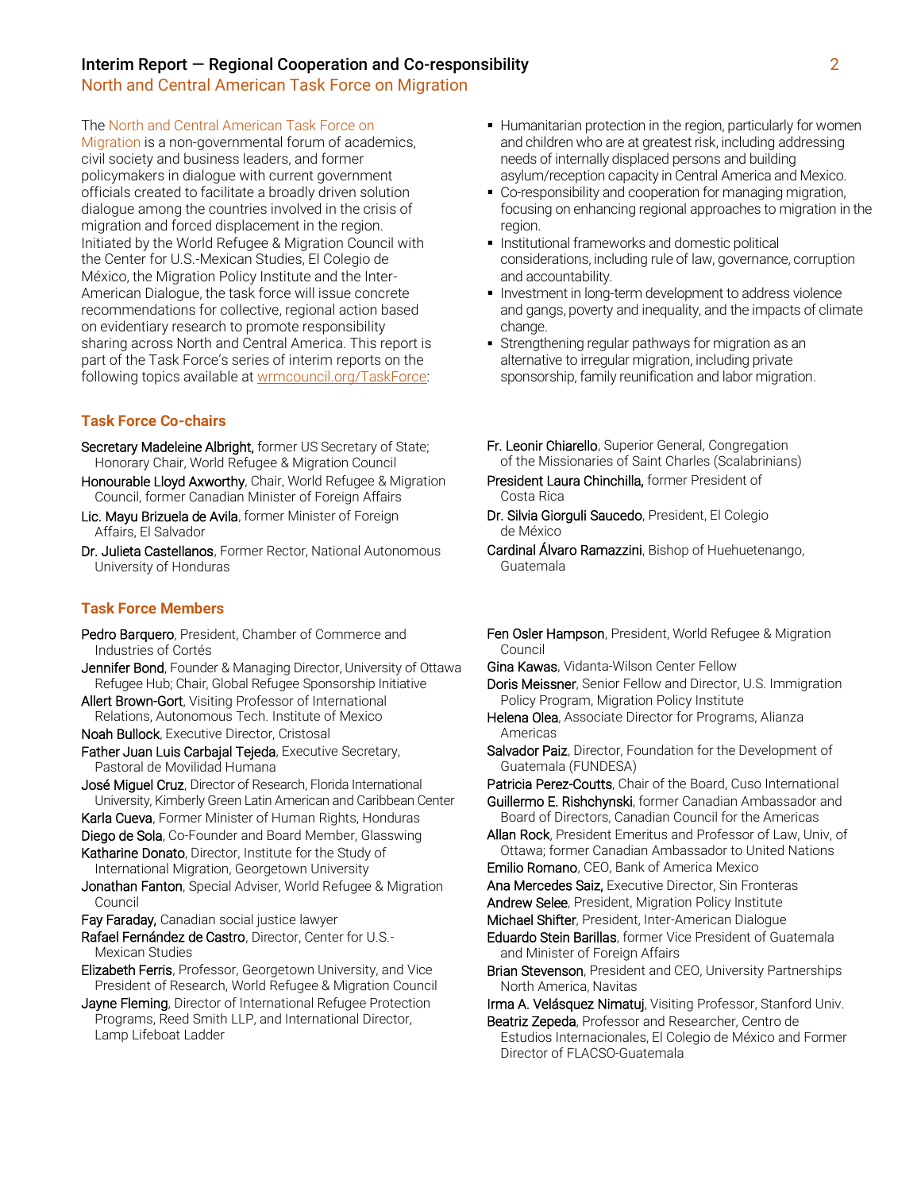The North and Central American Task Force on Migration is a non-governmental forum of academics, civil society and business leaders, and former policymakers in dialogue with current government officials created to facilitate a broadly driven solution dialogue among the countries involved in the crisis of migration and forced displacement in the region. Initiated by the World Refugee & Migration Council with the Center for U.S.-Mexican Studies, El Colegio de México, the Migration Policy Institute and the Inter-American Dialogue, the task force will issue concrete recommendations for collective, regional action based on evidentiary research to promote responsibility sharing across North and Central America. This report is part of the Task Force's series of interim reports on the following topics available at wrmcouncil.org/TaskForce:

- Humanitarian protection in the region, particularly for women and children who are at greatest risk, including addressing needs of internally displaced persons and building asylum/reception capacity in Central America and Mexico.
- Co-responsibility and cooperation for managing migration, focusing on enhancing regional approaches to migration in the region.
- Institutional frameworks and domestic political considerations, including rule of law, governance, corruption and accountability.
- Investment in long-term development to address violence and gangs, poverty and inequality, and the impacts of climate change.
- Strengthening regular pathways for migration as an alternative to irregular migration, including private sponsorship, family reunification and labor migration.

## Task Force Co-chairs

**Secretary Madeleine Albright,** former US Secretary of State; Honorary Chair, World Refugee & Migration Council

**Honourable Lloyd Axworthy**, Chair, World Refugee & Migration Council, former Canadian Minister of Foreign Affairs

**Lic. Mayu Brizuela de Avila**, former Minister of Foreign Affairs, El Salvador

**Dr. Julieta Castellanos**, Former Rector, National Autonomous University of Honduras

**Fr. Leonir Chiarello**, Superior General, Congregation of the Missionaries of Saint Charles (Scalabrinians)

**President Laura Chinchilla,** former President of Costa Rica

**Dr. Silvia Giorguli Saucedo**, President, El Colegio de México

**Cardinal Álvaro Ramazzini**, Bishop of Huehuetenango, Guatemala

## Task Force Members

**Pedro Barquero**, President, Chamber of Commerce and Industries of Cortés

**Jennifer Bond**, Founder & Managing Director, University of Ottawa Refugee Hub; Chair, Global Refugee Sponsorship Initiative

**Allert Brown-Gort**, Visiting Professor of International Relations, Autonomous Tech. Institute of Mexico

**Noah Bullock**, Executive Director, Cristosal

**Father Juan Luis Carbajal Tejeda**, Executive Secretary, Pastoral de Movilidad Humana

**José Miguel Cruz**, Director of Research, Florida International University, Kimberly Green Latin American and Caribbean Center

**Karla Cueva**, Former Minister of Human Rights, Honduras

**Diego de Sola**, Co-Founder and Board Member, Glasswing

**Katharine Donato**, Director, Institute for the Study of International Migration, Georgetown University

**Jonathan Fanton**, Special Adviser, World Refugee & Migration Council

**Fay Faraday,** Canadian social justice lawyer

**Rafael Fernández de Castro**, Director, Center for U.S.-Mexican Studies

**Elizabeth Ferris**, Professor, Georgetown University, and Vice President of Research, World Refugee & Migration Council

**Jayne Fleming**, Director of International Refugee Protection Programs, Reed Smith LLP, and International Director, Lamp Lifeboat Ladder

**Fen Osler Hampson**, President, World Refugee & Migration Council

**Gina Kawas**, Vidanta-Wilson Center Fellow

**Doris Meissner**, Senior Fellow and Director, U.S. Immigration Policy Program, Migration Policy Institute

**Helena Olea**, Associate Director for Programs, Alianza Americas

**Salvador Paiz**, Director, Foundation for the Development of Guatemala (FUNDESA)

**Patricia Perez-Coutts**, Chair of the Board, Cuso International

**Guillermo E. Rishchynski**, former Canadian Ambassador and Board of Directors, Canadian Council for the Americas

**Allan Rock**, President Emeritus and Professor of Law, Univ, of Ottawa; former Canadian Ambassador to United Nations

**Emilio Romano**, CEO, Bank of America Mexico

**Ana Mercedes Saiz,** Executive Director, Sin Fronteras

**Andrew Selee**, President, Migration Policy Institute

**Michael Shifter**, President, Inter-American Dialogue

**Eduardo Stein Barillas**, former Vice President of Guatemala and Minister of Foreign Affairs

**Brian Stevenson**, President and CEO, University Partnerships North America, Navitas

**Irma A. Velásquez Nimatuj**, Visiting Professor, Stanford Univ.

**Beatriz Zepeda**, Professor and Researcher, Centro de Estudios Internacionales, El Colegio de México and Former Director of FLACSO-Guatemala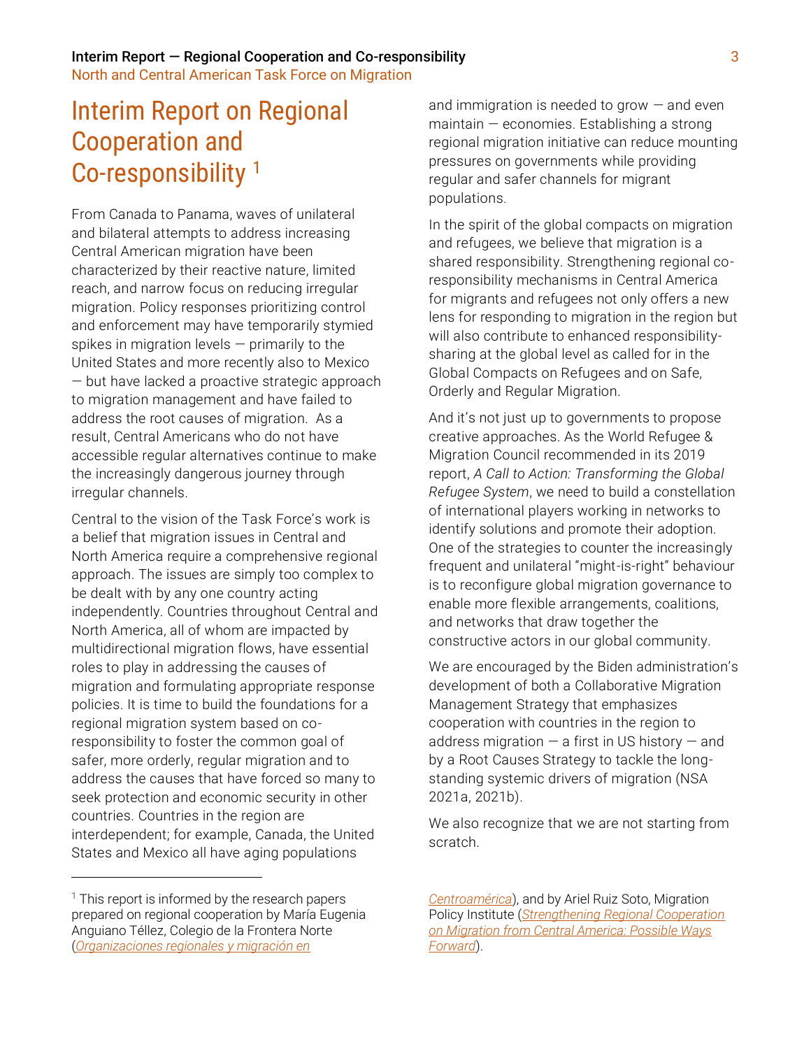# Interim Report on Regional Cooperation and Co-responsibility [1]

From Canada to Panama, waves of unilateral and bilateral attempts to address increasing Central American migration have been characterized by their reactive nature, limited reach, and narrow focus on reducing irregular migration. Policy responses prioritizing control and enforcement may have temporarily stymied spikes in migration levels — primarily to the United States and more recently also to Mexico — but have lacked a proactive strategic approach to migration management and have failed to address the root causes of migration. As a result, Central Americans who do not have accessible regular alternatives continue to make the increasingly dangerous journey through irregular channels.

Central to the vision of the Task Force's work is a belief that migration issues in Central and North America require a comprehensive regional approach. The issues are simply too complex to be dealt with by any one country acting independently. Countries throughout Central and North America, all of whom are impacted by multidirectional migration flows, have essential roles to play in addressing the causes of migration and formulating appropriate response policies. It is time to build the foundations for a regional migration system based on co-responsibility to foster the common goal of safer, more orderly, regular migration and to address the causes that have forced so many to seek protection and economic security in other countries. Countries in the region are interdependent; for example, Canada, the United States and Mexico all have aging populations and immigration is needed to grow — and even maintain — economies. Establishing a strong regional migration initiative can reduce mounting pressures on governments while providing regular and safer channels for migrant populations.

In the spirit of the global compacts on migration and refugees, we believe that migration is a shared responsibility. Strengthening regional co-responsibility mechanisms in Central America for migrants and refugees not only offers a new lens for responding to migration in the region but will also contribute to enhanced responsibility-sharing at the global level as called for in the Global Compacts on Refugees and on Safe, Orderly and Regular Migration.

And it's not just up to governments to propose creative approaches. As the World Refugee & Migration Council recommended in its 2019 report, *A Call to Action: Transforming the Global Refugee System*, we need to build a constellation of international players working in networks to identify solutions and promote their adoption. One of the strategies to counter the increasingly frequent and unilateral "might-is-right" behaviour is to reconfigure global migration governance to enable more flexible arrangements, coalitions, and networks that draw together the constructive actors in our global community.

We are encouraged by the Biden administration's development of both a Collaborative Migration Management Strategy that emphasizes cooperation with countries in the region to address migration — a first in US history — and by a Root Causes Strategy to tackle the long-standing systemic drivers of migration (NSA 2021a, 2021b).

We also recognize that we are not starting from scratch.

---

[1] This report is informed by the research papers prepared on regional cooperation by María Eugenia Anguiano Téllez, Colegio de la Frontera Norte (*Organizaciones regionales y migración en Centroamérica*), and by Ariel Ruiz Soto, Migration Policy Institute (*Strengthening Regional Cooperation on Migration from Central America: Possible Ways Forward*).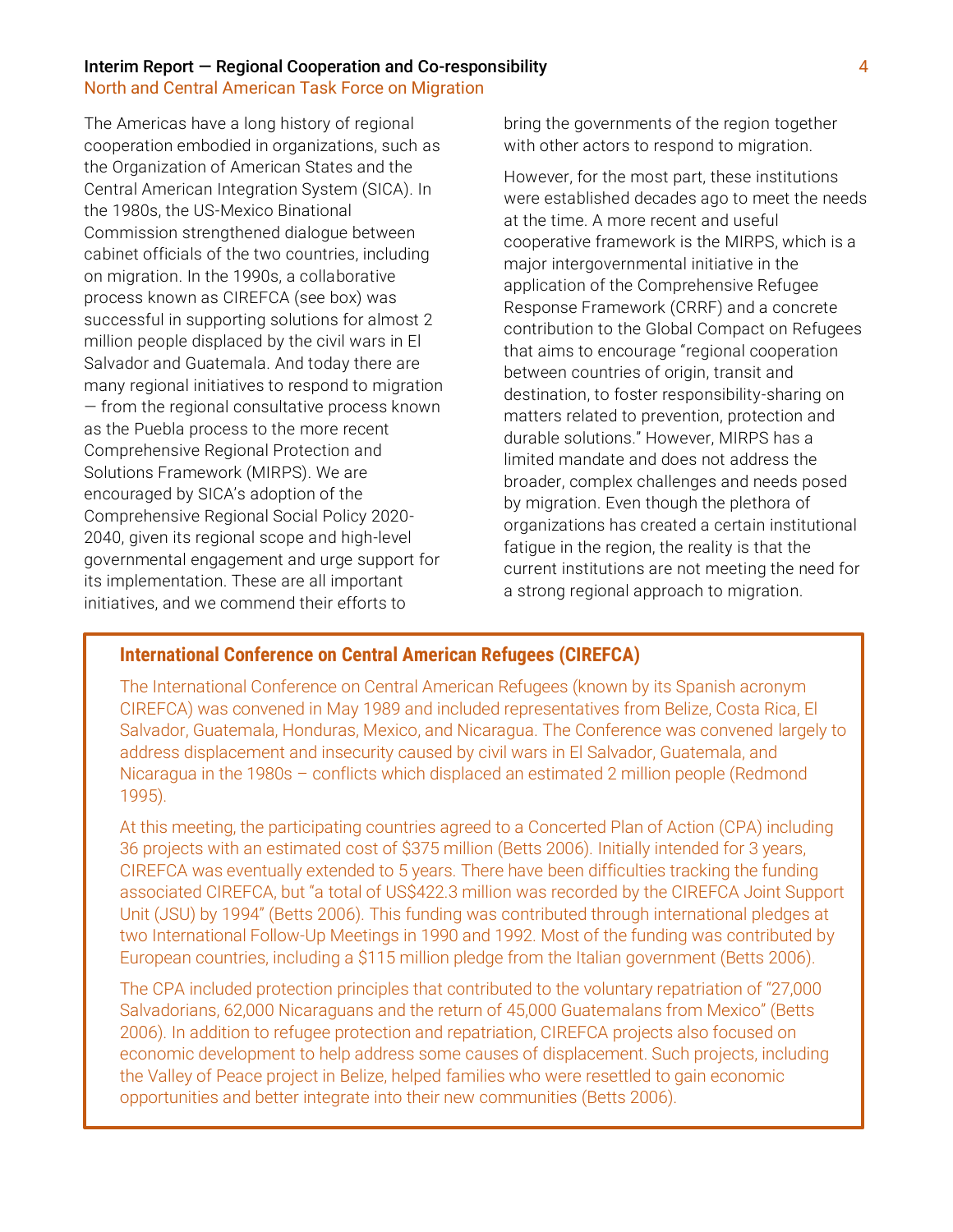The Americas have a long history of regional cooperation embodied in organizations, such as the Organization of American States and the Central American Integration System (SICA). In the 1980s, the US-Mexico Binational Commission strengthened dialogue between cabinet officials of the two countries, including on migration. In the 1990s, a collaborative process known as CIREFCA (see box) was successful in supporting solutions for almost 2 million people displaced by the civil wars in El Salvador and Guatemala. And today there are many regional initiatives to respond to migration — from the regional consultative process known as the Puebla process to the more recent Comprehensive Regional Protection and Solutions Framework (MIRPS). We are encouraged by SICA's adoption of the Comprehensive Regional Social Policy 2020-2040, given its regional scope and high-level governmental engagement and urge support for its implementation. These are all important initiatives, and we commend their efforts to bring the governments of the region together with other actors to respond to migration.

However, for the most part, these institutions were established decades ago to meet the needs at the time. A more recent and useful cooperative framework is the MIRPS, which is a major intergovernmental initiative in the application of the Comprehensive Refugee Response Framework (CRRF) and a concrete contribution to the Global Compact on Refugees that aims to encourage "regional cooperation between countries of origin, transit and destination, to foster responsibility-sharing on matters related to prevention, protection and durable solutions." However, MIRPS has a limited mandate and does not address the broader, complex challenges and needs posed by migration. Even though the plethora of organizations has created a certain institutional fatigue in the region, the reality is that the current institutions are not meeting the need for a strong regional approach to migration.

### International Conference on Central American Refugees (CIREFCA)

The International Conference on Central American Refugees (known by its Spanish acronym CIREFCA) was convened in May 1989 and included representatives from Belize, Costa Rica, El Salvador, Guatemala, Honduras, Mexico, and Nicaragua. The Conference was convened largely to address displacement and insecurity caused by civil wars in El Salvador, Guatemala, and Nicaragua in the 1980s – conflicts which displaced an estimated 2 million people (Redmond 1995).

At this meeting, the participating countries agreed to a Concerted Plan of Action (CPA) including 36 projects with an estimated cost of $375 million (Betts 2006). Initially intended for 3 years, CIREFCA was eventually extended to 5 years. There have been difficulties tracking the funding associated CIREFCA, but "a total of US$422.3 million was recorded by the CIREFCA Joint Support Unit (JSU) by 1994" (Betts 2006). This funding was contributed through international pledges at two International Follow-Up Meetings in 1990 and 1992. Most of the funding was contributed by European countries, including a $115 million pledge from the Italian government (Betts 2006).

The CPA included protection principles that contributed to the voluntary repatriation of "27,000 Salvadorians, 62,000 Nicaraguans and the return of 45,000 Guatemalans from Mexico" (Betts 2006). In addition to refugee protection and repatriation, CIREFCA projects also focused on economic development to help address some causes of displacement. Such projects, including the Valley of Peace project in Belize, helped families who were resettled to gain economic opportunities and better integrate into their new communities (Betts 2006).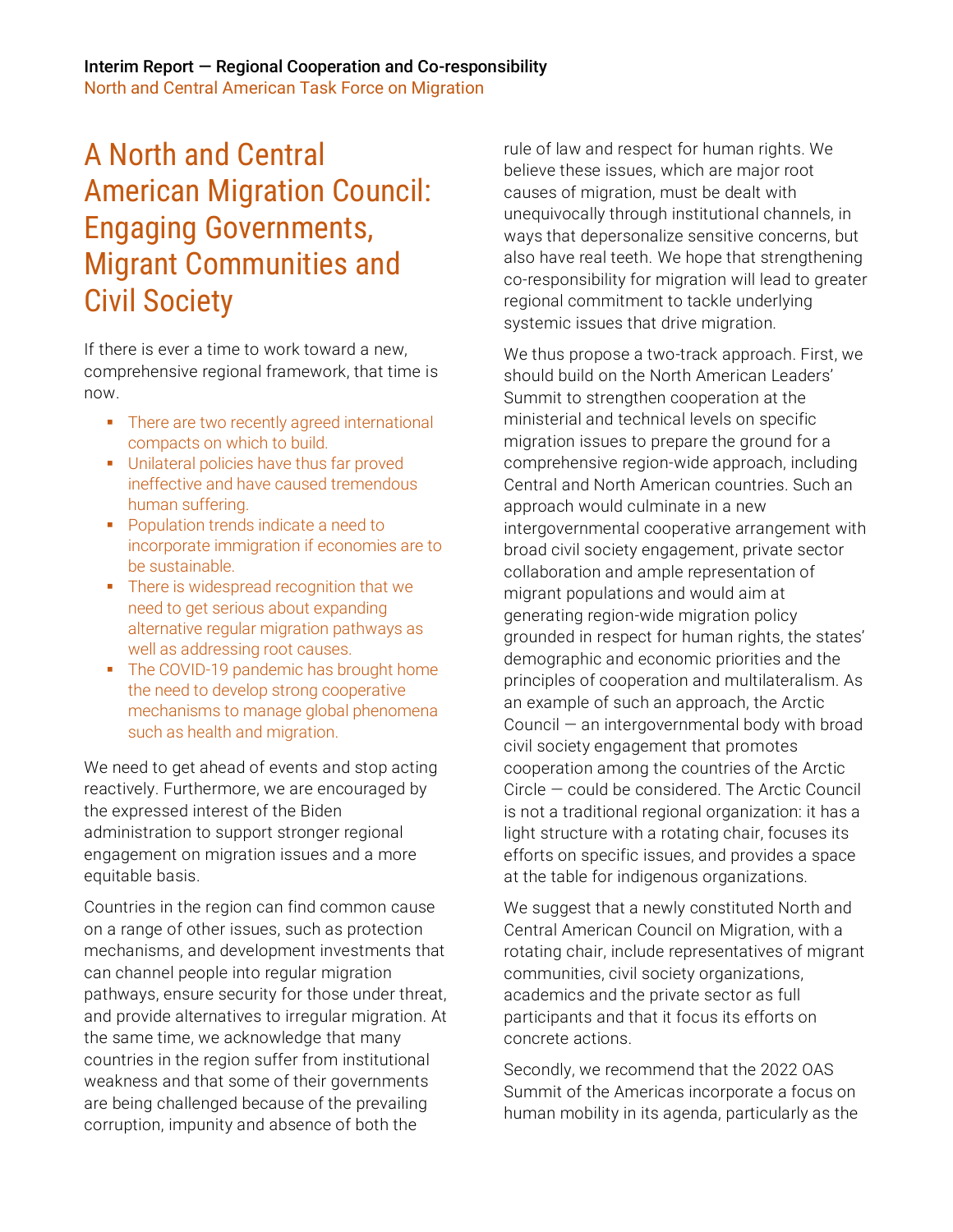# A North and Central American Migration Council: Engaging Governments, Migrant Communities and Civil Society

If there is ever a time to work toward a new, comprehensive regional framework, that time is now.

- There are two recently agreed international compacts on which to build.
- Unilateral policies have thus far proved ineffective and have caused tremendous human suffering.
- Population trends indicate a need to incorporate immigration if economies are to be sustainable.
- There is widespread recognition that we need to get serious about expanding alternative regular migration pathways as well as addressing root causes.
- The COVID-19 pandemic has brought home the need to develop strong cooperative mechanisms to manage global phenomena such as health and migration.

We need to get ahead of events and stop acting reactively. Furthermore, we are encouraged by the expressed interest of the Biden administration to support stronger regional engagement on migration issues and a more equitable basis.

Countries in the region can find common cause on a range of other issues, such as protection mechanisms, and development investments that can channel people into regular migration pathways, ensure security for those under threat, and provide alternatives to irregular migration. At the same time, we acknowledge that many countries in the region suffer from institutional weakness and that some of their governments are being challenged because of the prevailing corruption, impunity and absence of both the rule of law and respect for human rights. We believe these issues, which are major root causes of migration, must be dealt with unequivocally through institutional channels, in ways that depersonalize sensitive concerns, but also have real teeth. We hope that strengthening co-responsibility for migration will lead to greater regional commitment to tackle underlying systemic issues that drive migration.

We thus propose a two-track approach. First, we should build on the North American Leaders' Summit to strengthen cooperation at the ministerial and technical levels on specific migration issues to prepare the ground for a comprehensive region-wide approach, including Central and North American countries. Such an approach would culminate in a new intergovernmental cooperative arrangement with broad civil society engagement, private sector collaboration and ample representation of migrant populations and would aim at generating region-wide migration policy grounded in respect for human rights, the states' demographic and economic priorities and the principles of cooperation and multilateralism. As an example of such an approach, the Arctic Council — an intergovernmental body with broad civil society engagement that promotes cooperation among the countries of the Arctic Circle — could be considered. The Arctic Council is not a traditional regional organization: it has a light structure with a rotating chair, focuses its efforts on specific issues, and provides a space at the table for indigenous organizations.

We suggest that a newly constituted North and Central American Council on Migration, with a rotating chair, include representatives of migrant communities, civil society organizations, academics and the private sector as full participants and that it focus its efforts on concrete actions.

Secondly, we recommend that the 2022 OAS Summit of the Americas incorporate a focus on human mobility in its agenda, particularly as the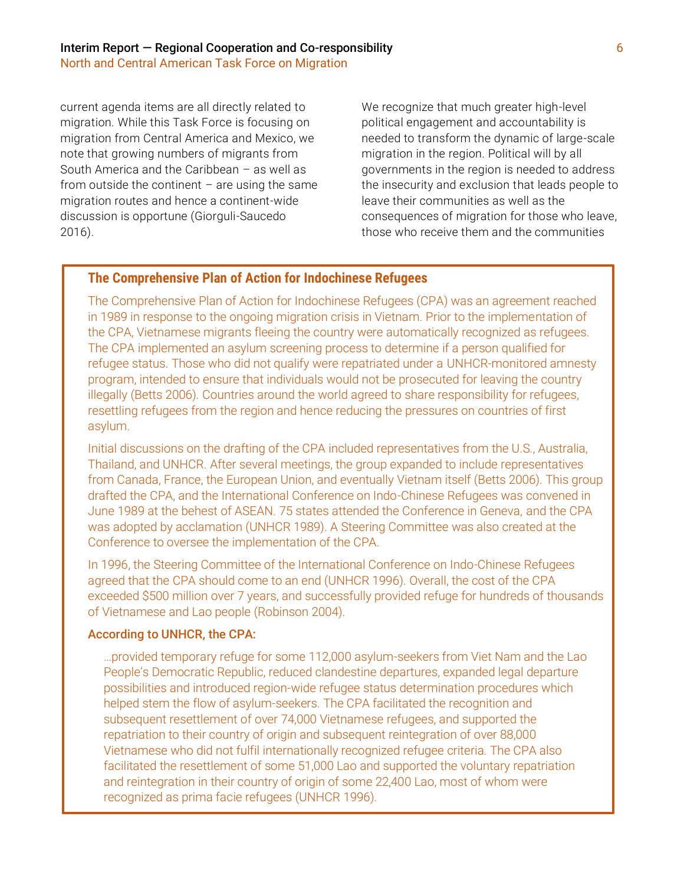current agenda items are all directly related to migration. While this Task Force is focusing on migration from Central America and Mexico, we note that growing numbers of migrants from South America and the Caribbean – as well as from outside the continent – are using the same migration routes and hence a continent-wide discussion is opportune (Giorguli-Saucedo 2016).

We recognize that much greater high-level political engagement and accountability is needed to transform the dynamic of large-scale migration in the region. Political will by all governments in the region is needed to address the insecurity and exclusion that leads people to leave their communities as well as the consequences of migration for those who leave, those who receive them and the communities

### The Comprehensive Plan of Action for Indochinese Refugees

The Comprehensive Plan of Action for Indochinese Refugees (CPA) was an agreement reached in 1989 in response to the ongoing migration crisis in Vietnam. Prior to the implementation of the CPA, Vietnamese migrants fleeing the country were automatically recognized as refugees. The CPA implemented an asylum screening process to determine if a person qualified for refugee status. Those who did not qualify were repatriated under a UNHCR-monitored amnesty program, intended to ensure that individuals would not be prosecuted for leaving the country illegally (Betts 2006). Countries around the world agreed to share responsibility for refugees, resettling refugees from the region and hence reducing the pressures on countries of first asylum.

Initial discussions on the drafting of the CPA included representatives from the U.S., Australia, Thailand, and UNHCR. After several meetings, the group expanded to include representatives from Canada, France, the European Union, and eventually Vietnam itself (Betts 2006). This group drafted the CPA, and the International Conference on Indo-Chinese Refugees was convened in June 1989 at the behest of ASEAN. 75 states attended the Conference in Geneva, and the CPA was adopted by acclamation (UNHCR 1989). A Steering Committee was also created at the Conference to oversee the implementation of the CPA.

In 1996, the Steering Committee of the International Conference on Indo-Chinese Refugees agreed that the CPA should come to an end (UNHCR 1996). Overall, the cost of the CPA exceeded $500 million over 7 years, and successfully provided refuge for hundreds of thousands of Vietnamese and Lao people (Robinson 2004).

**According to UNHCR, the CPA:**

> …provided temporary refuge for some 112,000 asylum-seekers from Viet Nam and the Lao People's Democratic Republic, reduced clandestine departures, expanded legal departure possibilities and introduced region-wide refugee status determination procedures which helped stem the flow of asylum-seekers. The CPA facilitated the recognition and subsequent resettlement of over 74,000 Vietnamese refugees, and supported the repatriation to their country of origin and subsequent reintegration of over 88,000 Vietnamese who did not fulfil internationally recognized refugee criteria. The CPA also facilitated the resettlement of some 51,000 Lao and supported the voluntary repatriation and reintegration in their country of origin of some 22,400 Lao, most of whom were recognized as prima facie refugees (UNHCR 1996).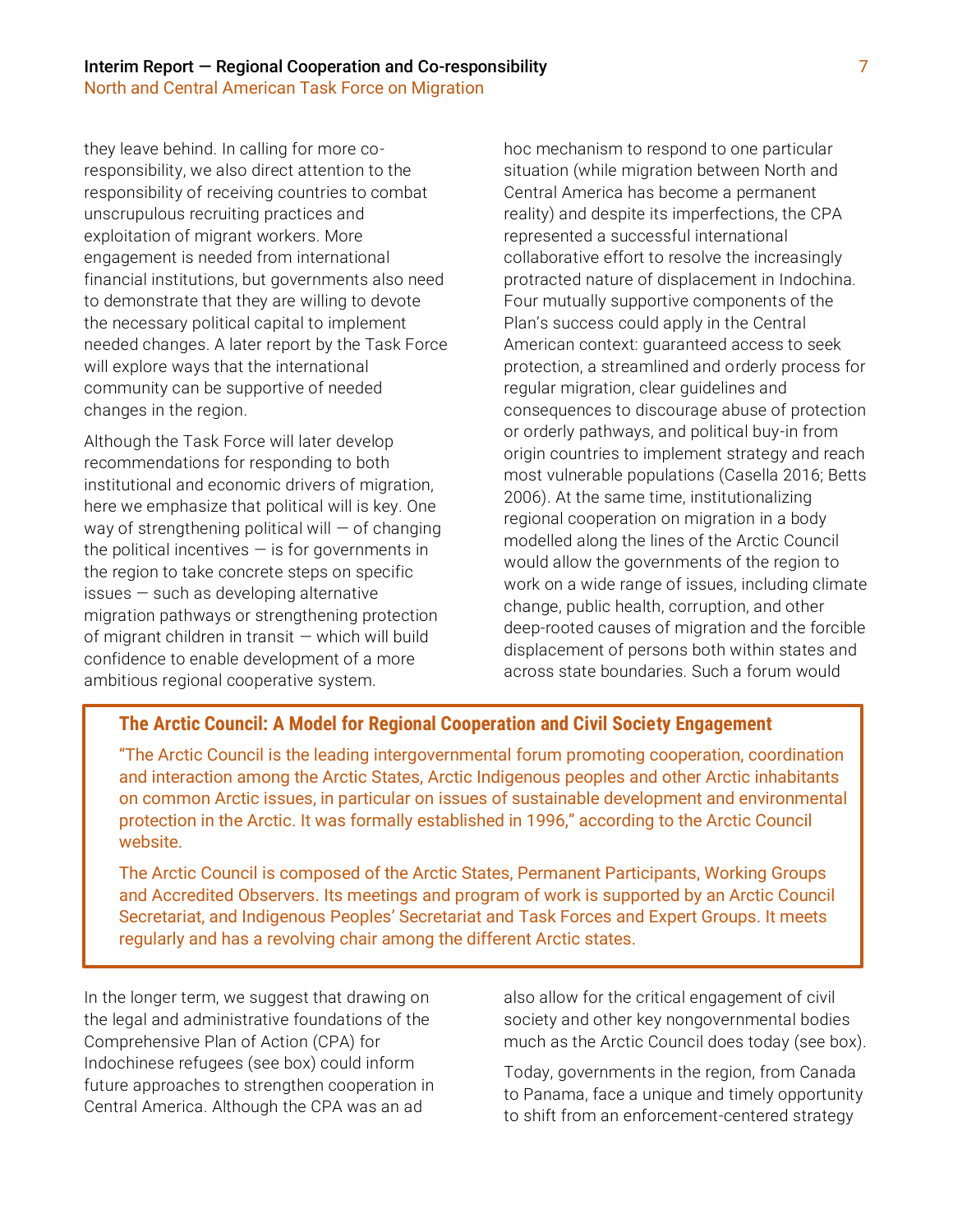they leave behind. In calling for more co-responsibility, we also direct attention to the responsibility of receiving countries to combat unscrupulous recruiting practices and exploitation of migrant workers. More engagement is needed from international financial institutions, but governments also need to demonstrate that they are willing to devote the necessary political capital to implement needed changes. A later report by the Task Force will explore ways that the international community can be supportive of needed changes in the region.

Although the Task Force will later develop recommendations for responding to both institutional and economic drivers of migration, here we emphasize that political will is key. One way of strengthening political will — of changing the political incentives — is for governments in the region to take concrete steps on specific issues — such as developing alternative migration pathways or strengthening protection of migrant children in transit — which will build confidence to enable development of a more ambitious regional cooperative system.

In the longer term, we suggest that drawing on the legal and administrative foundations of the Comprehensive Plan of Action (CPA) for Indochinese refugees (see box) could inform future approaches to strengthen cooperation in Central America. Although the CPA was an ad hoc mechanism to respond to one particular situation (while migration between North and Central America has become a permanent reality) and despite its imperfections, the CPA represented a successful international collaborative effort to resolve the increasingly protracted nature of displacement in Indochina. Four mutually supportive components of the Plan's success could apply in the Central American context: guaranteed access to seek protection, a streamlined and orderly process for regular migration, clear guidelines and consequences to discourage abuse of protection or orderly pathways, and political buy-in from origin countries to implement strategy and reach most vulnerable populations (Casella 2016; Betts 2006). At the same time, institutionalizing regional cooperation on migration in a body modelled along the lines of the Arctic Council would allow the governments of the region to work on a wide range of issues, including climate change, public health, corruption, and other deep-rooted causes of migration and the forcible displacement of persons both within states and across state boundaries. Such a forum would also allow for the critical engagement of civil society and other key nongovernmental bodies much as the Arctic Council does today (see box).

Today, governments in the region, from Canada to Panama, face a unique and timely opportunity to shift from an enforcement-centered strategy

### The Arctic Council: A Model for Regional Cooperation and Civil Society Engagement

"The Arctic Council is the leading intergovernmental forum promoting cooperation, coordination and interaction among the Arctic States, Arctic Indigenous peoples and other Arctic inhabitants on common Arctic issues, in particular on issues of sustainable development and environmental protection in the Arctic. It was formally established in 1996," according to the Arctic Council website.

The Arctic Council is composed of the Arctic States, Permanent Participants, Working Groups and Accredited Observers. Its meetings and program of work is supported by an Arctic Council Secretariat, and Indigenous Peoples' Secretariat and Task Forces and Expert Groups. It meets regularly and has a revolving chair among the different Arctic states.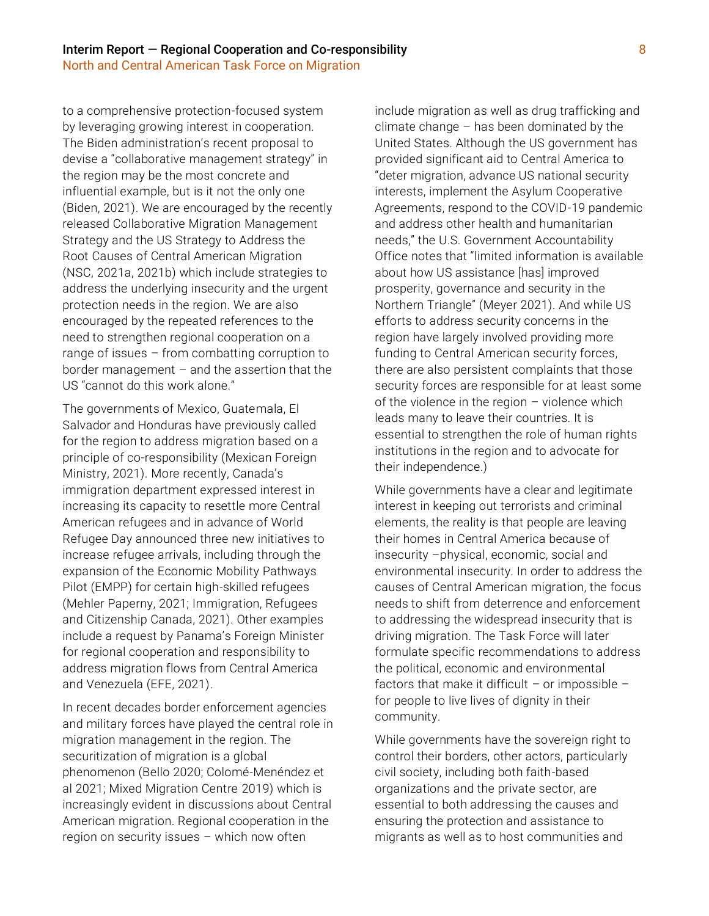to a comprehensive protection-focused system by leveraging growing interest in cooperation. The Biden administration's recent proposal to devise a "collaborative management strategy" in the region may be the most concrete and influential example, but is it not the only one (Biden, 2021). We are encouraged by the recently released Collaborative Migration Management Strategy and the US Strategy to Address the Root Causes of Central American Migration (NSC, 2021a, 2021b) which include strategies to address the underlying insecurity and the urgent protection needs in the region. We are also encouraged by the repeated references to the need to strengthen regional cooperation on a range of issues – from combatting corruption to border management – and the assertion that the US "cannot do this work alone."

The governments of Mexico, Guatemala, El Salvador and Honduras have previously called for the region to address migration based on a principle of co-responsibility (Mexican Foreign Ministry, 2021). More recently, Canada's immigration department expressed interest in increasing its capacity to resettle more Central American refugees and in advance of World Refugee Day announced three new initiatives to increase refugee arrivals, including through the expansion of the Economic Mobility Pathways Pilot (EMPP) for certain high-skilled refugees (Mehler Paperny, 2021; Immigration, Refugees and Citizenship Canada, 2021). Other examples include a request by Panama's Foreign Minister for regional cooperation and responsibility to address migration flows from Central America and Venezuela (EFE, 2021).

In recent decades border enforcement agencies and military forces have played the central role in migration management in the region. The securitization of migration is a global phenomenon (Bello 2020; Colomé-Menéndez et al 2021; Mixed Migration Centre 2019) which is increasingly evident in discussions about Central American migration. Regional cooperation in the region on security issues – which now often include migration as well as drug trafficking and climate change – has been dominated by the United States. Although the US government has provided significant aid to Central America to "deter migration, advance US national security interests, implement the Asylum Cooperative Agreements, respond to the COVID-19 pandemic and address other health and humanitarian needs," the U.S. Government Accountability Office notes that "limited information is available about how US assistance [has] improved prosperity, governance and security in the Northern Triangle" (Meyer 2021). And while US efforts to address security concerns in the region have largely involved providing more funding to Central American security forces, there are also persistent complaints that those security forces are responsible for at least some of the violence in the region – violence which leads many to leave their countries. It is essential to strengthen the role of human rights institutions in the region and to advocate for their independence.)

While governments have a clear and legitimate interest in keeping out terrorists and criminal elements, the reality is that people are leaving their homes in Central America because of insecurity –physical, economic, social and environmental insecurity. In order to address the causes of Central American migration, the focus needs to shift from deterrence and enforcement to addressing the widespread insecurity that is driving migration. The Task Force will later formulate specific recommendations to address the political, economic and environmental factors that make it difficult – or impossible – for people to live lives of dignity in their community.

While governments have the sovereign right to control their borders, other actors, particularly civil society, including both faith-based organizations and the private sector, are essential to both addressing the causes and ensuring the protection and assistance to migrants as well as to host communities and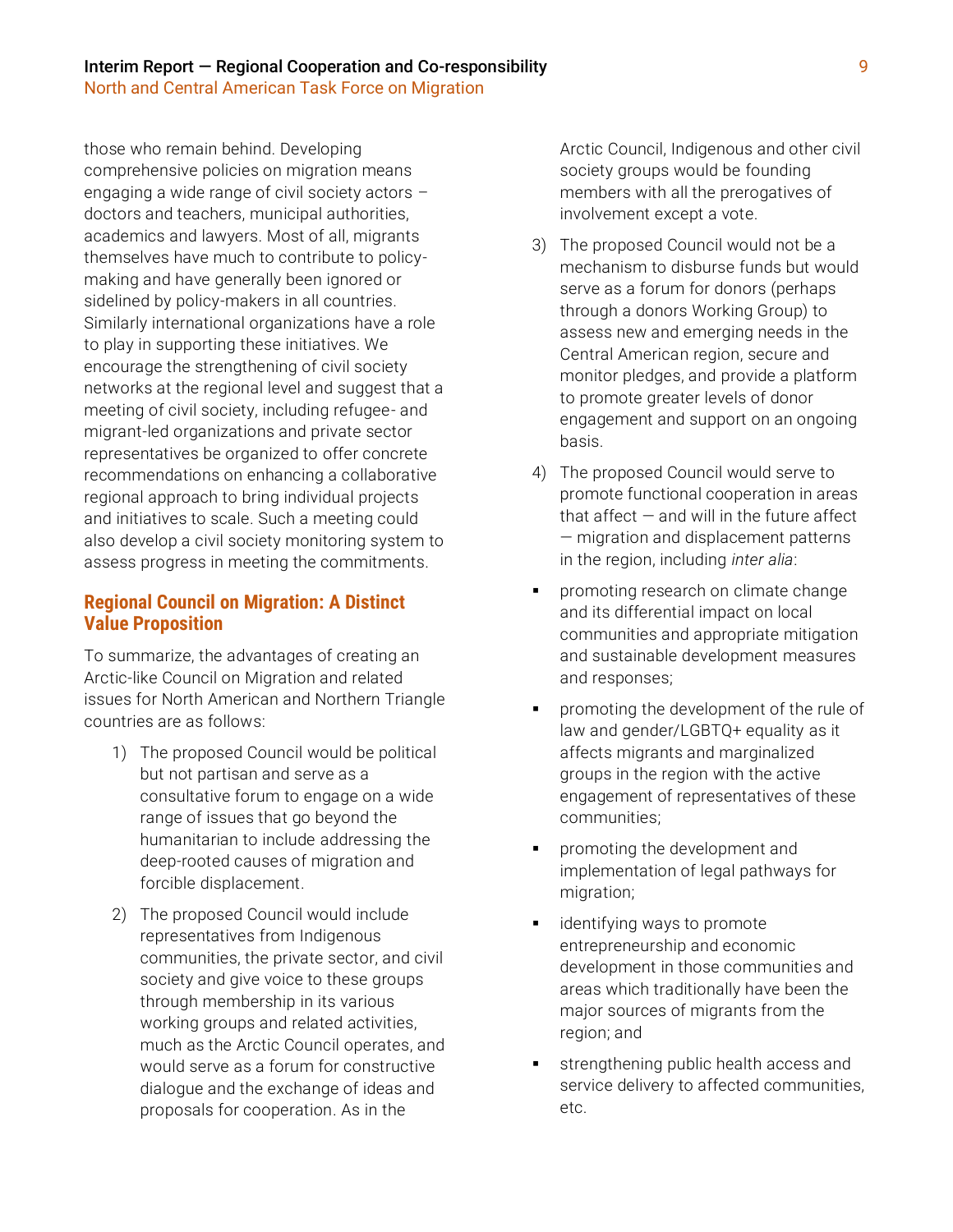those who remain behind. Developing comprehensive policies on migration means engaging a wide range of civil society actors – doctors and teachers, municipal authorities, academics and lawyers. Most of all, migrants themselves have much to contribute to policy-making and have generally been ignored or sidelined by policy-makers in all countries. Similarly international organizations have a role to play in supporting these initiatives. We encourage the strengthening of civil society networks at the regional level and suggest that a meeting of civil society, including refugee- and migrant-led organizations and private sector representatives be organized to offer concrete recommendations on enhancing a collaborative regional approach to bring individual projects and initiatives to scale. Such a meeting could also develop a civil society monitoring system to assess progress in meeting the commitments.

## Regional Council on Migration: A Distinct Value Proposition

To summarize, the advantages of creating an Arctic-like Council on Migration and related issues for North American and Northern Triangle countries are as follows:

1) The proposed Council would be political but not partisan and serve as a consultative forum to engage on a wide range of issues that go beyond the humanitarian to include addressing the deep-rooted causes of migration and forcible displacement.

2) The proposed Council would include representatives from Indigenous communities, the private sector, and civil society and give voice to these groups through membership in its various working groups and related activities, much as the Arctic Council operates, and would serve as a forum for constructive dialogue and the exchange of ideas and proposals for cooperation. As in the Arctic Council, Indigenous and other civil society groups would be founding members with all the prerogatives of involvement except a vote.

3) The proposed Council would not be a mechanism to disburse funds but would serve as a forum for donors (perhaps through a donors Working Group) to assess new and emerging needs in the Central American region, secure and monitor pledges, and provide a platform to promote greater levels of donor engagement and support on an ongoing basis.

4) The proposed Council would serve to promote functional cooperation in areas that affect — and will in the future affect — migration and displacement patterns in the region, including *inter alia*:

- promoting research on climate change and its differential impact on local communities and appropriate mitigation and sustainable development measures and responses;
- promoting the development of the rule of law and gender/LGBTQ+ equality as it affects migrants and marginalized groups in the region with the active engagement of representatives of these communities;
- promoting the development and implementation of legal pathways for migration;
- identifying ways to promote entrepreneurship and economic development in those communities and areas which traditionally have been the major sources of migrants from the region; and
- strengthening public health access and service delivery to affected communities, etc.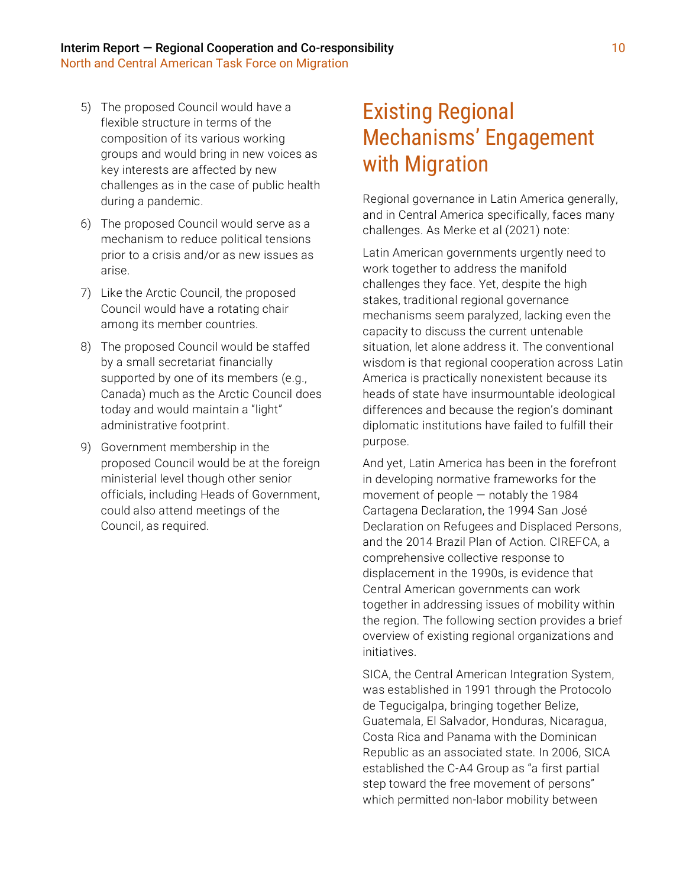5) The proposed Council would have a flexible structure in terms of the composition of its various working groups and would bring in new voices as key interests are affected by new challenges as in the case of public health during a pandemic.

6) The proposed Council would serve as a mechanism to reduce political tensions prior to a crisis and/or as new issues as arise.

7) Like the Arctic Council, the proposed Council would have a rotating chair among its member countries.

8) The proposed Council would be staffed by a small secretariat financially supported by one of its members (e.g., Canada) much as the Arctic Council does today and would maintain a "light" administrative footprint.

9) Government membership in the proposed Council would be at the foreign ministerial level though other senior officials, including Heads of Government, could also attend meetings of the Council, as required.

## Existing Regional Mechanisms' Engagement with Migration

Regional governance in Latin America generally, and in Central America specifically, faces many challenges. As Merke et al (2021) note:

Latin American governments urgently need to work together to address the manifold challenges they face. Yet, despite the high stakes, traditional regional governance mechanisms seem paralyzed, lacking even the capacity to discuss the current untenable situation, let alone address it. The conventional wisdom is that regional cooperation across Latin America is practically nonexistent because its heads of state have insurmountable ideological differences and because the region's dominant diplomatic institutions have failed to fulfill their purpose.

And yet, Latin America has been in the forefront in developing normative frameworks for the movement of people — notably the 1984 Cartagena Declaration, the 1994 San José Declaration on Refugees and Displaced Persons, and the 2014 Brazil Plan of Action. CIREFCA, a comprehensive collective response to displacement in the 1990s, is evidence that Central American governments can work together in addressing issues of mobility within the region. The following section provides a brief overview of existing regional organizations and initiatives.

SICA, the Central American Integration System, was established in 1991 through the Protocolo de Tegucigalpa, bringing together Belize, Guatemala, El Salvador, Honduras, Nicaragua, Costa Rica and Panama with the Dominican Republic as an associated state. In 2006, SICA established the C-A4 Group as "a first partial step toward the free movement of persons" which permitted non-labor mobility between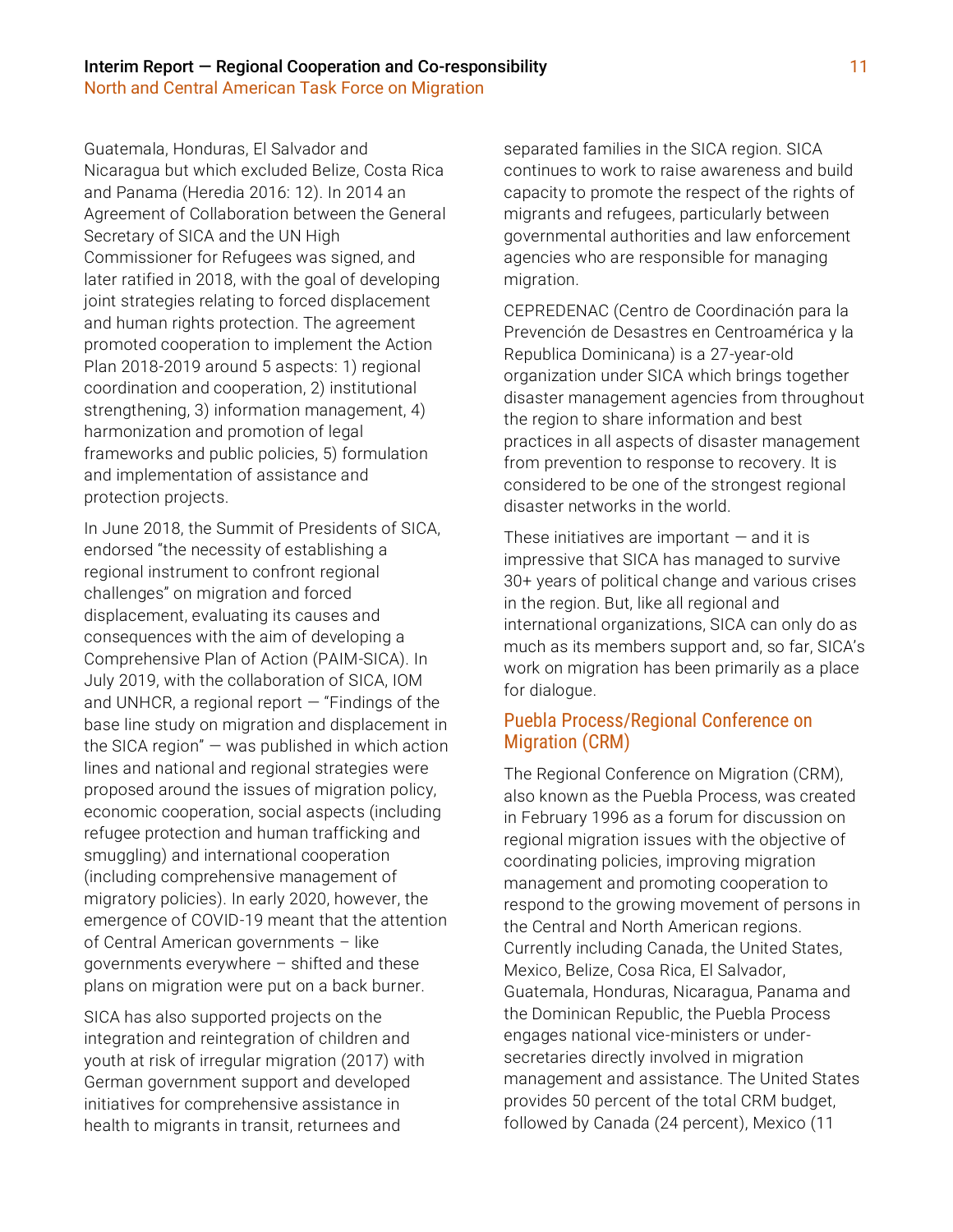Guatemala, Honduras, El Salvador and Nicaragua but which excluded Belize, Costa Rica and Panama (Heredia 2016: 12). In 2014 an Agreement of Collaboration between the General Secretary of SICA and the UN High Commissioner for Refugees was signed, and later ratified in 2018, with the goal of developing joint strategies relating to forced displacement and human rights protection. The agreement promoted cooperation to implement the Action Plan 2018-2019 around 5 aspects: 1) regional coordination and cooperation, 2) institutional strengthening, 3) information management, 4) harmonization and promotion of legal frameworks and public policies, 5) formulation and implementation of assistance and protection projects.

In June 2018, the Summit of Presidents of SICA, endorsed "the necessity of establishing a regional instrument to confront regional challenges" on migration and forced displacement, evaluating its causes and consequences with the aim of developing a Comprehensive Plan of Action (PAIM-SICA). In July 2019, with the collaboration of SICA, IOM and UNHCR, a regional report — "Findings of the base line study on migration and displacement in the SICA region" — was published in which action lines and national and regional strategies were proposed around the issues of migration policy, economic cooperation, social aspects (including refugee protection and human trafficking and smuggling) and international cooperation (including comprehensive management of migratory policies). In early 2020, however, the emergence of COVID-19 meant that the attention of Central American governments – like governments everywhere – shifted and these plans on migration were put on a back burner.

SICA has also supported projects on the integration and reintegration of children and youth at risk of irregular migration (2017) with German government support and developed initiatives for comprehensive assistance in health to migrants in transit, returnees and separated families in the SICA region. SICA continues to work to raise awareness and build capacity to promote the respect of the rights of migrants and refugees, particularly between governmental authorities and law enforcement agencies who are responsible for managing migration.

CEPREDENAC (Centro de Coordinación para la Prevención de Desastres en Centroamérica y la Republica Dominicana) is a 27-year-old organization under SICA which brings together disaster management agencies from throughout the region to share information and best practices in all aspects of disaster management from prevention to response to recovery. It is considered to be one of the strongest regional disaster networks in the world.

These initiatives are important — and it is impressive that SICA has managed to survive 30+ years of political change and various crises in the region. But, like all regional and international organizations, SICA can only do as much as its members support and, so far, SICA's work on migration has been primarily as a place for dialogue.

## Puebla Process/Regional Conference on Migration (CRM)

The Regional Conference on Migration (CRM), also known as the Puebla Process, was created in February 1996 as a forum for discussion on regional migration issues with the objective of coordinating policies, improving migration management and promoting cooperation to respond to the growing movement of persons in the Central and North American regions. Currently including Canada, the United States, Mexico, Belize, Cosa Rica, El Salvador, Guatemala, Honduras, Nicaragua, Panama and the Dominican Republic, the Puebla Process engages national vice-ministers or under-secretaries directly involved in migration management and assistance. The United States provides 50 percent of the total CRM budget, followed by Canada (24 percent), Mexico (11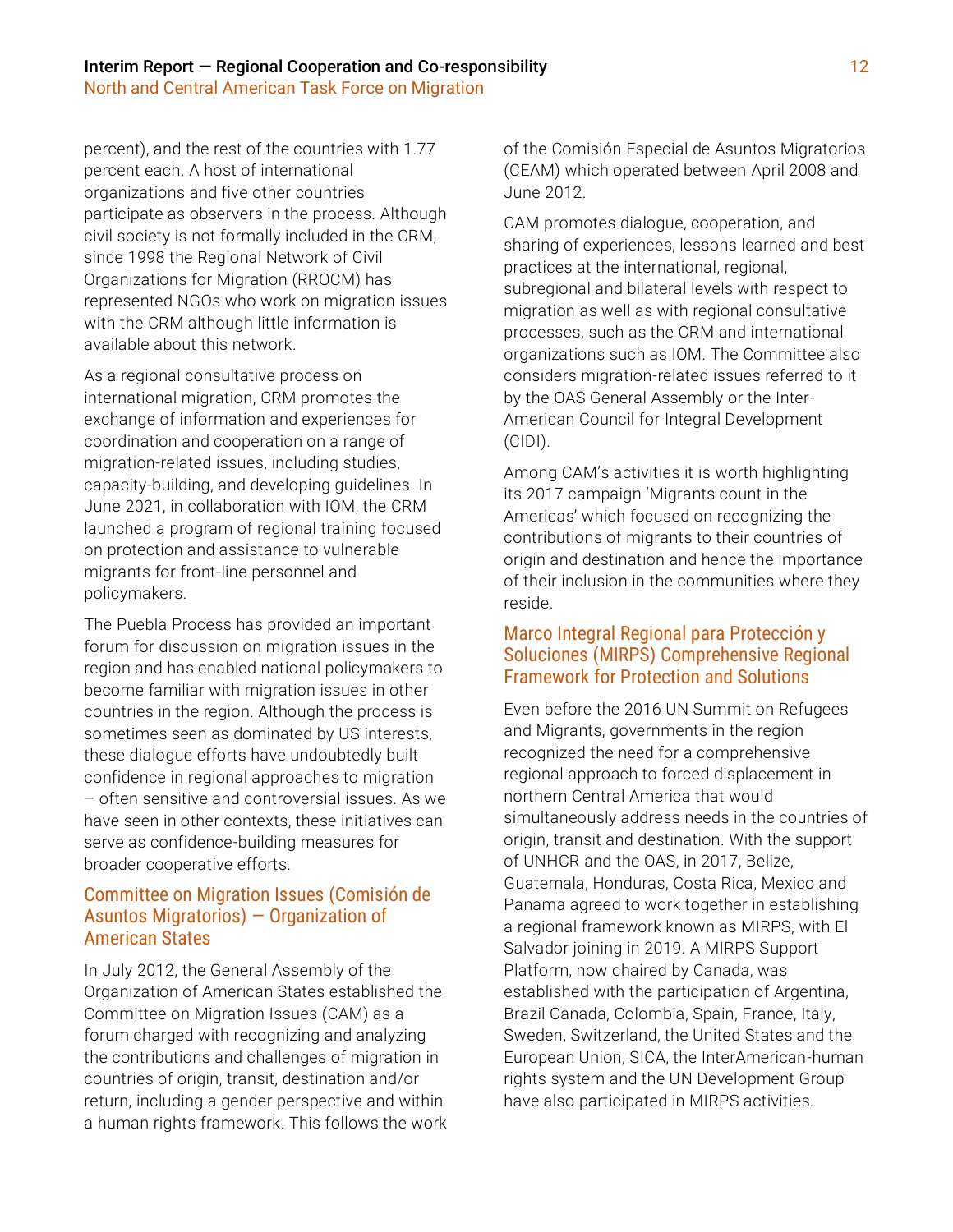percent), and the rest of the countries with 1.77 percent each. A host of international organizations and five other countries participate as observers in the process. Although civil society is not formally included in the CRM, since 1998 the Regional Network of Civil Organizations for Migration (RROCM) has represented NGOs who work on migration issues with the CRM although little information is available about this network.

As a regional consultative process on international migration, CRM promotes the exchange of information and experiences for coordination and cooperation on a range of migration-related issues, including studies, capacity-building, and developing guidelines. In June 2021, in collaboration with IOM, the CRM launched a program of regional training focused on protection and assistance to vulnerable migrants for front-line personnel and policymakers.

The Puebla Process has provided an important forum for discussion on migration issues in the region and has enabled national policymakers to become familiar with migration issues in other countries in the region. Although the process is sometimes seen as dominated by US interests, these dialogue efforts have undoubtedly built confidence in regional approaches to migration – often sensitive and controversial issues. As we have seen in other contexts, these initiatives can serve as confidence-building measures for broader cooperative efforts.

### Committee on Migration Issues (Comisión de Asuntos Migratorios) — Organization of American States

In July 2012, the General Assembly of the Organization of American States established the Committee on Migration Issues (CAM) as a forum charged with recognizing and analyzing the contributions and challenges of migration in countries of origin, transit, destination and/or return, including a gender perspective and within a human rights framework. This follows the work of the Comisión Especial de Asuntos Migratorios (CEAM) which operated between April 2008 and June 2012.

CAM promotes dialogue, cooperation, and sharing of experiences, lessons learned and best practices at the international, regional, subregional and bilateral levels with respect to migration as well as with regional consultative processes, such as the CRM and international organizations such as IOM. The Committee also considers migration-related issues referred to it by the OAS General Assembly or the Inter-American Council for Integral Development (CIDI).

Among CAM's activities it is worth highlighting its 2017 campaign 'Migrants count in the Americas' which focused on recognizing the contributions of migrants to their countries of origin and destination and hence the importance of their inclusion in the communities where they reside.

### Marco Integral Regional para Protección y Soluciones (MIRPS) Comprehensive Regional Framework for Protection and Solutions

Even before the 2016 UN Summit on Refugees and Migrants, governments in the region recognized the need for a comprehensive regional approach to forced displacement in northern Central America that would simultaneously address needs in the countries of origin, transit and destination. With the support of UNHCR and the OAS, in 2017, Belize, Guatemala, Honduras, Costa Rica, Mexico and Panama agreed to work together in establishing a regional framework known as MIRPS, with El Salvador joining in 2019. A MIRPS Support Platform, now chaired by Canada, was established with the participation of Argentina, Brazil Canada, Colombia, Spain, France, Italy, Sweden, Switzerland, the United States and the European Union, SICA, the InterAmerican-human rights system and the UN Development Group have also participated in MIRPS activities.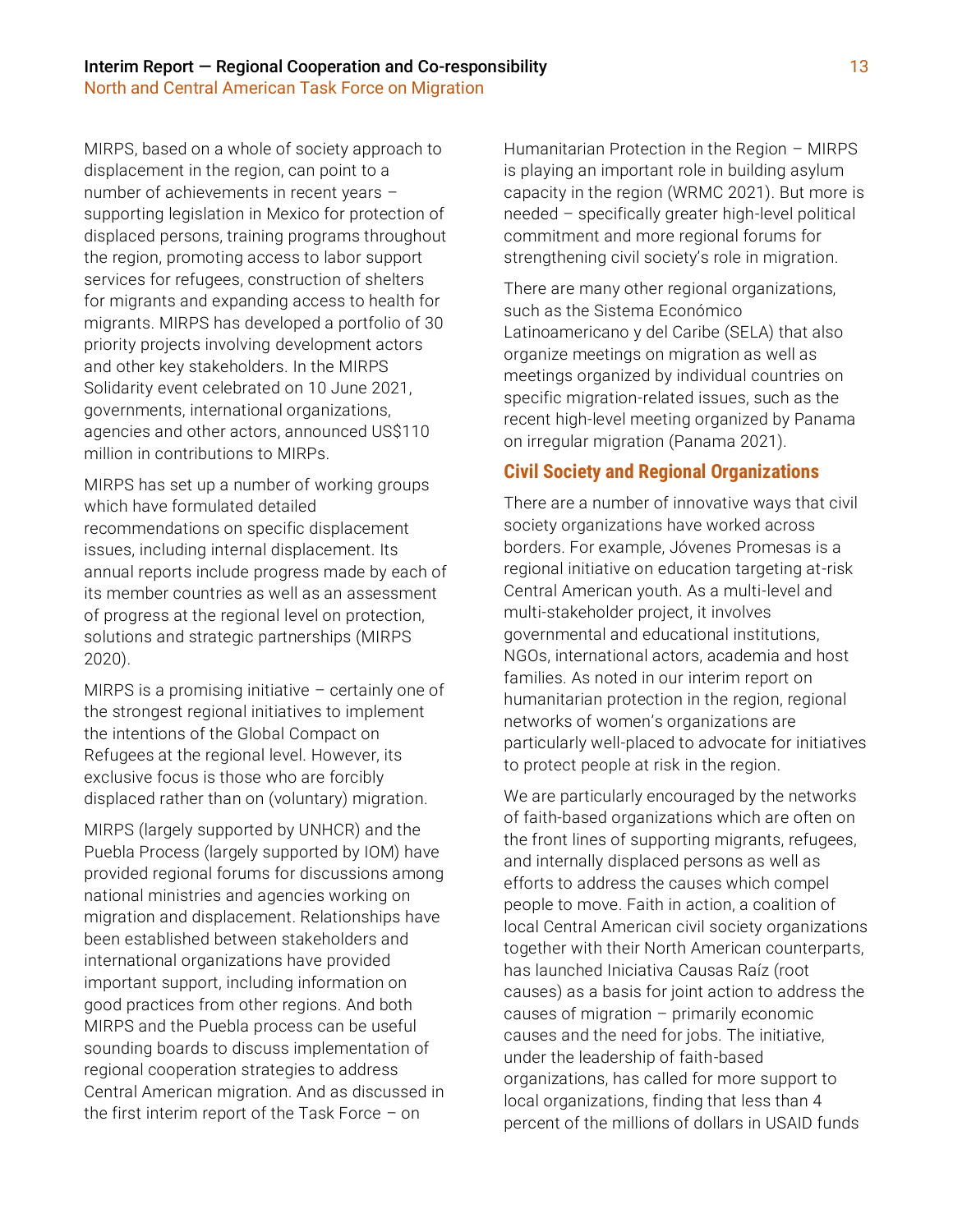MIRPS, based on a whole of society approach to displacement in the region, can point to a number of achievements in recent years – supporting legislation in Mexico for protection of displaced persons, training programs throughout the region, promoting access to labor support services for refugees, construction of shelters for migrants and expanding access to health for migrants. MIRPS has developed a portfolio of 30 priority projects involving development actors and other key stakeholders. In the MIRPS Solidarity event celebrated on 10 June 2021, governments, international organizations, agencies and other actors, announced US$110 million in contributions to MIRPs.

MIRPS has set up a number of working groups which have formulated detailed recommendations on specific displacement issues, including internal displacement. Its annual reports include progress made by each of its member countries as well as an assessment of progress at the regional level on protection, solutions and strategic partnerships (MIRPS 2020).

MIRPS is a promising initiative – certainly one of the strongest regional initiatives to implement the intentions of the Global Compact on Refugees at the regional level. However, its exclusive focus is those who are forcibly displaced rather than on (voluntary) migration.

MIRPS (largely supported by UNHCR) and the Puebla Process (largely supported by IOM) have provided regional forums for discussions among national ministries and agencies working on migration and displacement. Relationships have been established between stakeholders and international organizations have provided important support, including information on good practices from other regions. And both MIRPS and the Puebla process can be useful sounding boards to discuss implementation of regional cooperation strategies to address Central American migration. And as discussed in the first interim report of the Task Force – on Humanitarian Protection in the Region – MIRPS is playing an important role in building asylum capacity in the region (WRMC 2021). But more is needed – specifically greater high-level political commitment and more regional forums for strengthening civil society's role in migration.

There are many other regional organizations, such as the Sistema Económico Latinoamericano y del Caribe (SELA) that also organize meetings on migration as well as meetings organized by individual countries on specific migration-related issues, such as the recent high-level meeting organized by Panama on irregular migration (Panama 2021).

## Civil Society and Regional Organizations

There are a number of innovative ways that civil society organizations have worked across borders. For example, Jóvenes Promesas is a regional initiative on education targeting at-risk Central American youth. As a multi-level and multi-stakeholder project, it involves governmental and educational institutions, NGOs, international actors, academia and host families. As noted in our interim report on humanitarian protection in the region, regional networks of women's organizations are particularly well-placed to advocate for initiatives to protect people at risk in the region.

We are particularly encouraged by the networks of faith-based organizations which are often on the front lines of supporting migrants, refugees, and internally displaced persons as well as efforts to address the causes which compel people to move. Faith in action, a coalition of local Central American civil society organizations together with their North American counterparts, has launched Iniciativa Causas Raíz (root causes) as a basis for joint action to address the causes of migration – primarily economic causes and the need for jobs. The initiative, under the leadership of faith-based organizations, has called for more support to local organizations, finding that less than 4 percent of the millions of dollars in USAID funds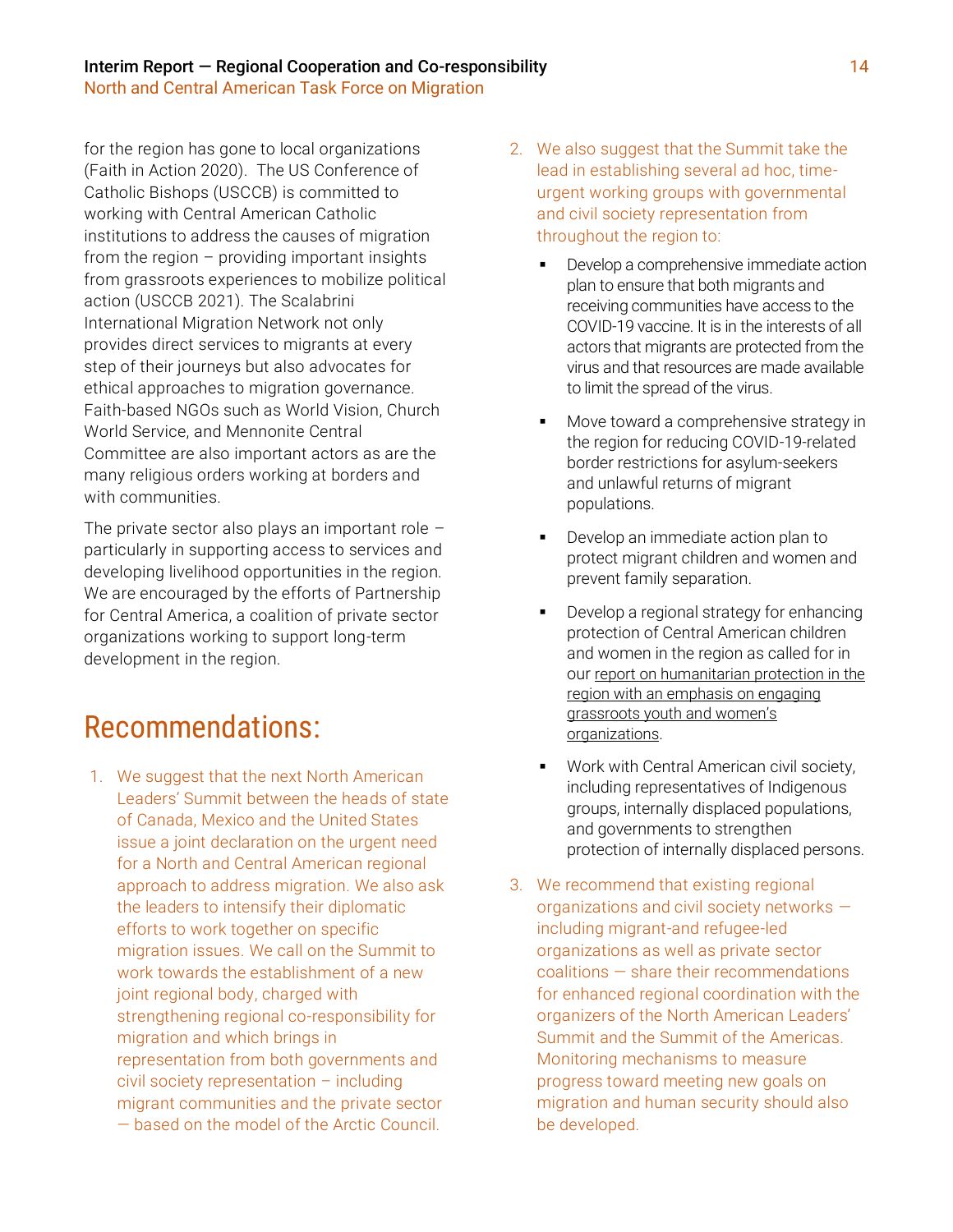for the region has gone to local organizations (Faith in Action 2020). The US Conference of Catholic Bishops (USCCB) is committed to working with Central American Catholic institutions to address the causes of migration from the region – providing important insights from grassroots experiences to mobilize political action (USCCB 2021). The Scalabrini International Migration Network not only provides direct services to migrants at every step of their journeys but also advocates for ethical approaches to migration governance. Faith-based NGOs such as World Vision, Church World Service, and Mennonite Central Committee are also important actors as are the many religious orders working at borders and with communities.

The private sector also plays an important role – particularly in supporting access to services and developing livelihood opportunities in the region. We are encouraged by the efforts of Partnership for Central America, a coalition of private sector organizations working to support long-term development in the region.

# Recommendations:

1. We suggest that the next North American Leaders' Summit between the heads of state of Canada, Mexico and the United States issue a joint declaration on the urgent need for a North and Central American regional approach to address migration. We also ask the leaders to intensify their diplomatic efforts to work together on specific migration issues. We call on the Summit to work towards the establishment of a new joint regional body, charged with strengthening regional co-responsibility for migration and which brings in representation from both governments and civil society representation – including migrant communities and the private sector — based on the model of the Arctic Council.

2. We also suggest that the Summit take the lead in establishing several ad hoc, time-urgent working groups with governmental and civil society representation from throughout the region to:
   - Develop a comprehensive immediate action plan to ensure that both migrants and receiving communities have access to the COVID-19 vaccine. It is in the interests of all actors that migrants are protected from the virus and that resources are made available to limit the spread of the virus.
   - Move toward a comprehensive strategy in the region for reducing COVID-19-related border restrictions for asylum-seekers and unlawful returns of migrant populations.
   - Develop an immediate action plan to protect migrant children and women and prevent family separation.
   - Develop a regional strategy for enhancing protection of Central American children and women in the region as called for in our report on humanitarian protection in the region with an emphasis on engaging grassroots youth and women's organizations.
   - Work with Central American civil society, including representatives of Indigenous groups, internally displaced populations, and governments to strengthen protection of internally displaced persons.

3. We recommend that existing regional organizations and civil society networks — including migrant-and refugee-led organizations as well as private sector coalitions — share their recommendations for enhanced regional coordination with the organizers of the North American Leaders' Summit and the Summit of the Americas. Monitoring mechanisms to measure progress toward meeting new goals on migration and human security should also be developed.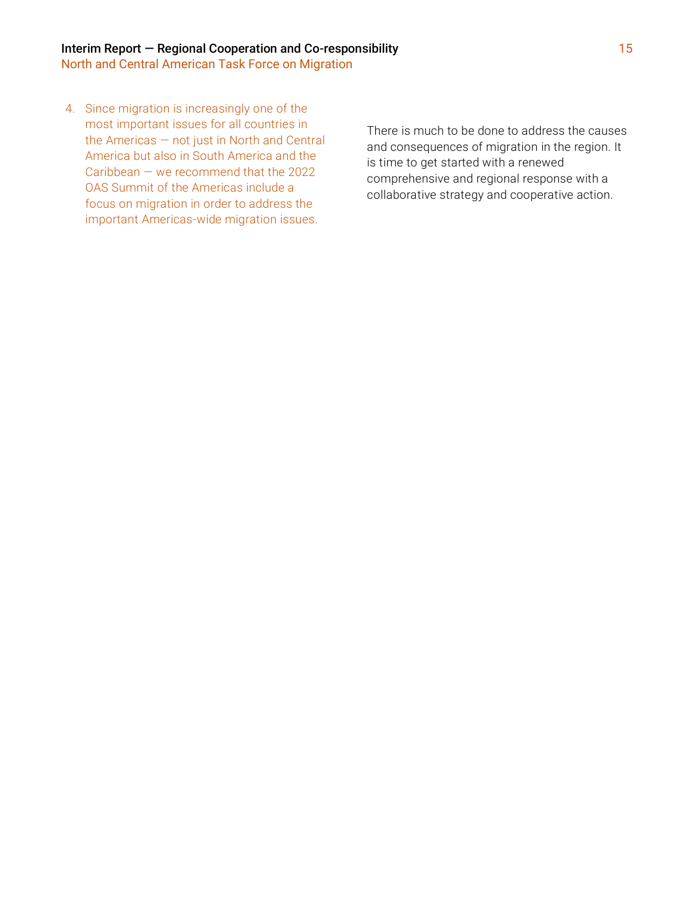4. Since migration is increasingly one of the most important issues for all countries in the Americas — not just in North and Central America but also in South America and the Caribbean — we recommend that the 2022 OAS Summit of the Americas include a focus on migration in order to address the important Americas-wide migration issues.

There is much to be done to address the causes and consequences of migration in the region. It is time to get started with a renewed comprehensive and regional response with a collaborative strategy and cooperative action.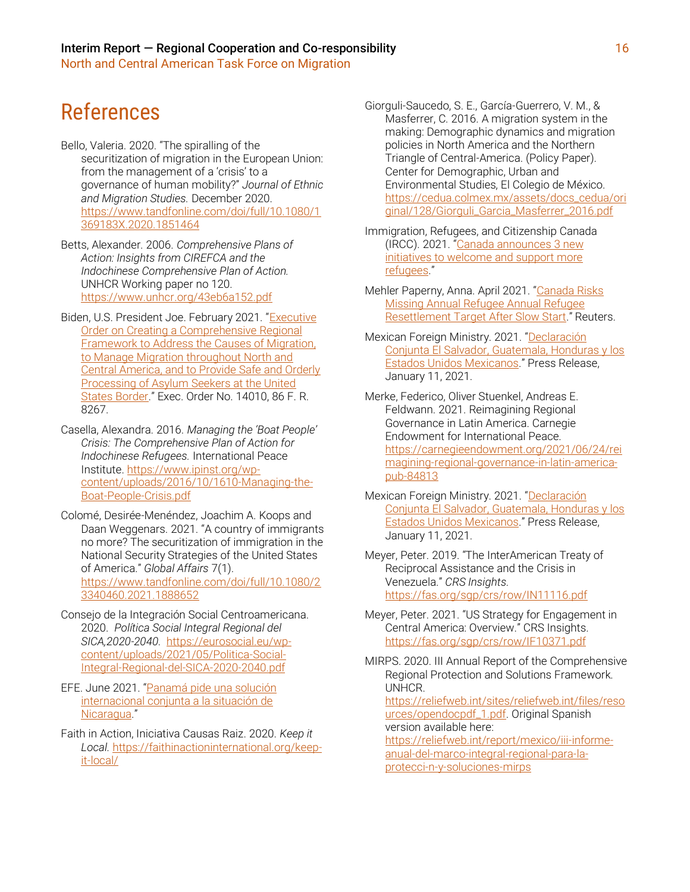# References

Bello, Valeria. 2020. "The spiralling of the securitization of migration in the European Union: from the management of a 'crisis' to a governance of human mobility?" *Journal of Ethnic and Migration Studies.* December 2020. https://www.tandfonline.com/doi/full/10.1080/1369183X.2020.1851464

Betts, Alexander. 2006. *Comprehensive Plans of Action: Insights from CIREFCA and the Indochinese Comprehensive Plan of Action.* UNHCR Working paper no 120. https://www.unhcr.org/43eb6a152.pdf

Biden, U.S. President Joe. February 2021. "Executive Order on Creating a Comprehensive Regional Framework to Address the Causes of Migration, to Manage Migration throughout North and Central America, and to Provide Safe and Orderly Processing of Asylum Seekers at the United States Border." Exec. Order No. 14010, 86 F. R. 8267.

Casella, Alexandra. 2016. *Managing the 'Boat People' Crisis: The Comprehensive Plan of Action for Indochinese Refugees.* International Peace Institute. https://www.ipinst.org/wp-content/uploads/2016/10/1610-Managing-the-Boat-People-Crisis.pdf

Colomé, Desirée-Menéndez, Joachim A. Koops and Daan Weggenars. 2021. "A country of immigrants no more? The securitization of immigration in the National Security Strategies of the United States of America." *Global Affairs* 7(1). https://www.tandfonline.com/doi/full/10.1080/23340460.2021.1888652

Consejo de la Integración Social Centroamericana. 2020. *Política Social Integral Regional del SICA,2020-2040.* https://eurosocial.eu/wp-content/uploads/2021/05/Politica-Social-Integral-Regional-del-SICA-2020-2040.pdf

EFE. June 2021. "Panamá pide una solución internacional conjunta a la situación de Nicaragua."

Faith in Action, Iniciativa Causas Raiz. 2020. *Keep it Local.* https://faithinactioninternational.org/keep-it-local/

Giorguli-Saucedo, S. E., García-Guerrero, V. M., & Masferrer, C. 2016. A migration system in the making: Demographic dynamics and migration policies in North America and the Northern Triangle of Central-America. (Policy Paper). Center for Demographic, Urban and Environmental Studies, El Colegio de México. https://cedua.colmex.mx/assets/docs_cedua/original/128/Giorguli_Garcia_Masferrer_2016.pdf

Immigration, Refugees, and Citizenship Canada (IRCC). 2021. "Canada announces 3 new initiatives to welcome and support more refugees."

Mehler Paperny, Anna. April 2021. "Canada Risks Missing Annual Refugee Annual Refugee Resettlement Target After Slow Start." Reuters.

Mexican Foreign Ministry. 2021. "Declaración Conjunta El Salvador, Guatemala, Honduras y los Estados Unidos Mexicanos." Press Release, January 11, 2021.

Merke, Federico, Oliver Stuenkel, Andreas E. Feldwann. 2021. Reimagining Regional Governance in Latin America. Carnegie Endowment for International Peace. https://carnegieendowment.org/2021/06/24/reimagining-regional-governance-in-latin-america-pub-84813

Mexican Foreign Ministry. 2021. "Declaración Conjunta El Salvador, Guatemala, Honduras y los Estados Unidos Mexicanos." Press Release, January 11, 2021.

Meyer, Peter. 2019. "The InterAmerican Treaty of Reciprocal Assistance and the Crisis in Venezuela." *CRS Insights.* https://fas.org/sgp/crs/row/IN11116.pdf

Meyer, Peter. 2021. "US Strategy for Engagement in Central America: Overview." CRS Insights. https://fas.org/sgp/crs/row/IF10371.pdf

MIRPS. 2020. III Annual Report of the Comprehensive Regional Protection and Solutions Framework. UNHCR. https://reliefweb.int/sites/reliefweb.int/files/resources/opendocpdf_1.pdf. Original Spanish version available here: https://reliefweb.int/report/mexico/iii-informe-anual-del-marco-integral-regional-para-la-protecci-n-y-soluciones-mirps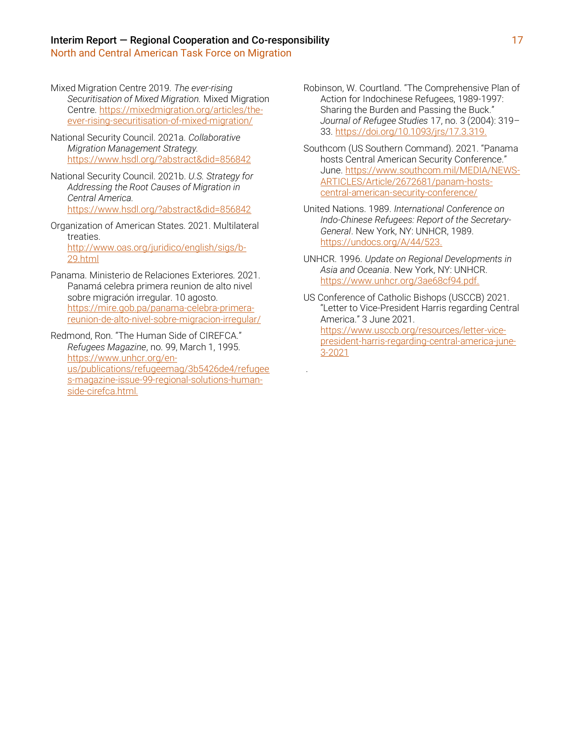Mixed Migration Centre 2019. *The ever-rising Securitisation of Mixed Migration.* Mixed Migration Centre. https://mixedmigration.org/articles/the-ever-rising-securitisation-of-mixed-migration/

National Security Council. 2021a. *Collaborative Migration Management Strategy.* https://www.hsdl.org/?abstract&did=856842

National Security Council. 2021b. *U.S. Strategy for Addressing the Root Causes of Migration in Central America.* https://www.hsdl.org/?abstract&did=856842

Organization of American States. 2021. Multilateral treaties. http://www.oas.org/juridico/english/sigs/b-29.html

Panama. Ministerio de Relaciones Exteriores. 2021. Panamá celebra primera reunion de alto nivel sobre migración irregular. 10 agosto. https://mire.gob.pa/panama-celebra-primera-reunion-de-alto-nivel-sobre-migracion-irregular/

Redmond, Ron. "The Human Side of CIREFCA." *Refugees Magazine*, no. 99, March 1, 1995. https://www.unhcr.org/en-us/publications/refugeemag/3b5426de4/refugees-magazine-issue-99-regional-solutions-human-side-cirefca.html.

Robinson, W. Courtland. "The Comprehensive Plan of Action for Indochinese Refugees, 1989-1997: Sharing the Burden and Passing the Buck." *Journal of Refugee Studies* 17, no. 3 (2004): 319–33. https://doi.org/10.1093/jrs/17.3.319.

Southcom (US Southern Command). 2021. "Panama hosts Central American Security Conference." June. https://www.southcom.mil/MEDIA/NEWS-ARTICLES/Article/2672681/panam-hosts-central-american-security-conference/

United Nations. 1989. *International Conference on Indo-Chinese Refugees: Report of the Secretary-General*. New York, NY: UNHCR, 1989. https://undocs.org/A/44/523.

UNHCR. 1996. *Update on Regional Developments in Asia and Oceania*. New York, NY: UNHCR. https://www.unhcr.org/3ae68cf94.pdf.

US Conference of Catholic Bishops (USCCB) 2021. "Letter to Vice-President Harris regarding Central America." 3 June 2021. https://www.usccb.org/resources/letter-vice-president-harris-regarding-central-america-june-3-2021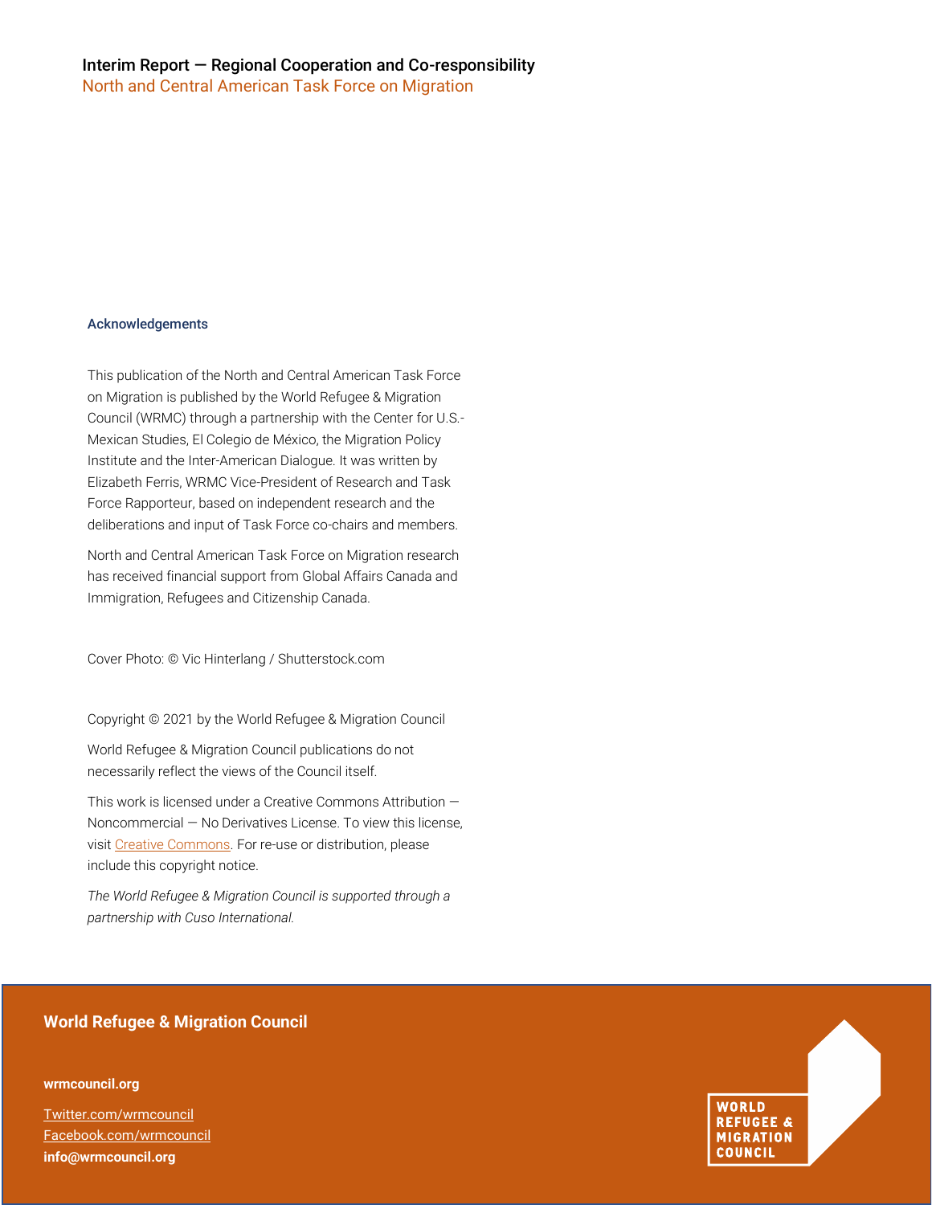Interim Report — Regional Cooperation and Co-responsibility

North and Central American Task Force on Migration

### Acknowledgements

This publication of the North and Central American Task Force on Migration is published by the World Refugee & Migration Council (WRMC) through a partnership with the Center for U.S.-Mexican Studies, El Colegio de México, the Migration Policy Institute and the Inter-American Dialogue. It was written by Elizabeth Ferris, WRMC Vice-President of Research and Task Force Rapporteur, based on independent research and the deliberations and input of Task Force co-chairs and members.

North and Central American Task Force on Migration research has received financial support from Global Affairs Canada and Immigration, Refugees and Citizenship Canada.

Cover Photo: © Vic Hinterlang / Shutterstock.com

Copyright © 2021 by the World Refugee & Migration Council

World Refugee & Migration Council publications do not necessarily reflect the views of the Council itself.

This work is licensed under a Creative Commons Attribution — Noncommercial — No Derivatives License. To view this license, visit Creative Commons. For re-use or distribution, please include this copyright notice.

*The World Refugee & Migration Council is supported through a partnership with Cuso International.*

**World Refugee & Migration Council**

**wrmcouncil.org**

Twitter.com/wrmcouncil

Facebook.com/wrmcouncil

**info@wrmcouncil.org**

WORLD REFUGEE & MIGRATION COUNCIL